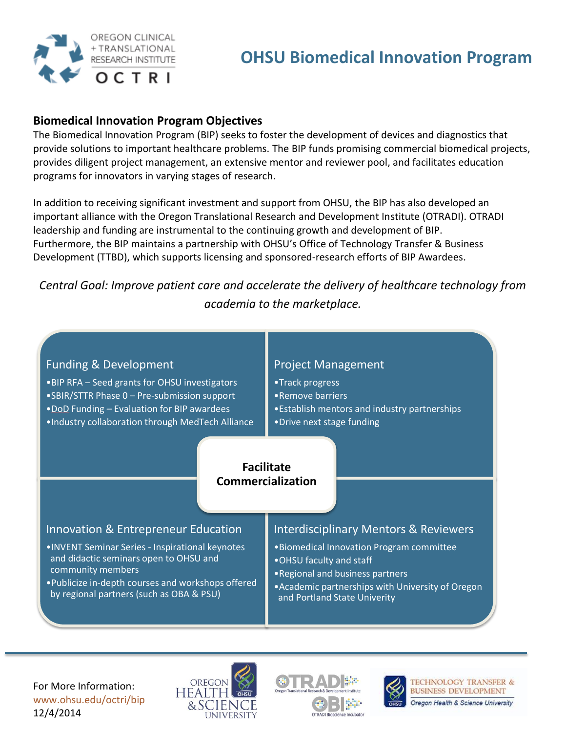# OHSU Biomedical Innovation Program

## Biomedical Innovation Program Objectives

The Biomedical Innovation Program (BIP) seeks to foster the development of devices and diagnostics that provide solutions to important healthcare problems. The BIP funds promising commercial biomedical projects, provides diligent project management, an extensive mentor and reviewer pool, and facilitates education programs for innovators in varying stages of research.

In addition to receiving significant investment and support from OHSU, the BIP has also developed an important alliance with the Oregon Translational Research and Development Institute (OTRADI). OTRADI leadership and funding are instrumental to the continuing growth and development of BIP. Furthermore, the BIP maintains a partnership with OHSU's Office of Technology Transfer & Business Development (TTBD), which supports licensing and sponsored-research efforts of BIP Awardees.

*Central Goal: Improve patient care and accelerate the delivery of healthcare technology from academia to the marketplace.*

### Funding & Development

- BIP RFA – Seed grants for OHSU investigators
- SBIR/STTR Phase 0 – Pre-submission support
- DoD Funding – Evaluation for BIP awardees
- Industry collaboration through MedTech Alliance

### Project Management

- Track progress
- Remove barriers
- Establish mentors and industry partnerships
- Drive next stage funding

**Facilitate Commercialization**

### Innovation & Entrepreneur Education

- INVENT Seminar Series - Inspirational keynotes and didactic seminars open to OHSU and community members
- Publicize in-depth courses and workshops offered by regional partners (such as OBA & PSU)

### Interdisciplinary Mentors & Reviewers

- Biomedical Innovation Program committee
- OHSU faculty and staff
- Regional and business partners
- Academic partnerships with University of Oregon and Portland State Univerity

For More Information:
www.ohsu.edu/octri/bip
12/4/2014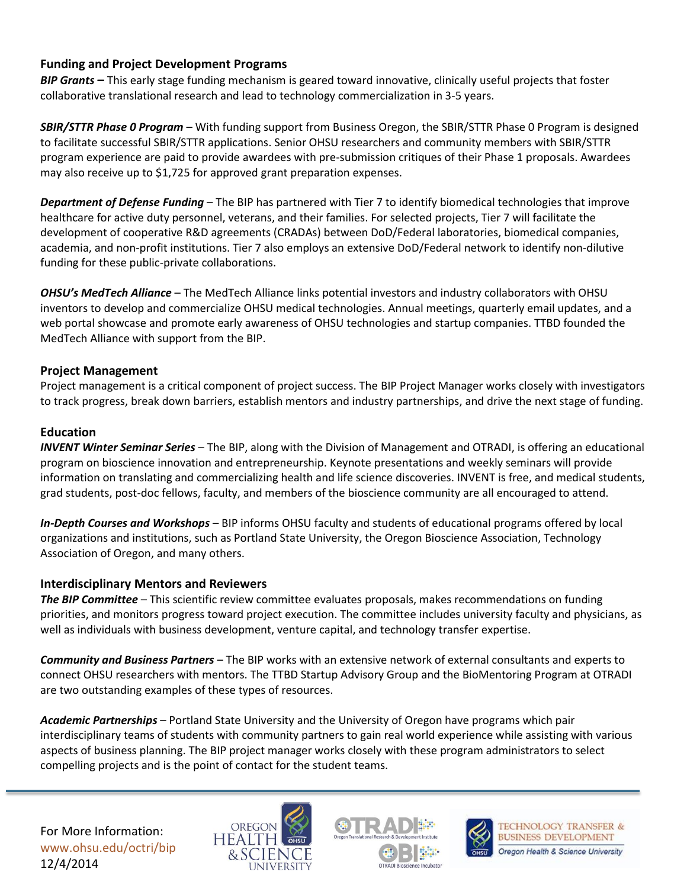## Funding and Project Development Programs

***BIP Grants –*** This early stage funding mechanism is geared toward innovative, clinically useful projects that foster collaborative translational research and lead to technology commercialization in 3-5 years.

***SBIR/STTR Phase 0 Program*** – With funding support from Business Oregon, the SBIR/STTR Phase 0 Program is designed to facilitate successful SBIR/STTR applications. Senior OHSU researchers and community members with SBIR/STTR program experience are paid to provide awardees with pre-submission critiques of their Phase 1 proposals. Awardees may also receive up to $1,725 for approved grant preparation expenses.

***Department of Defense Funding*** – The BIP has partnered with Tier 7 to identify biomedical technologies that improve healthcare for active duty personnel, veterans, and their families. For selected projects, Tier 7 will facilitate the development of cooperative R&D agreements (CRADAs) between DoD/Federal laboratories, biomedical companies, academia, and non-profit institutions. Tier 7 also employs an extensive DoD/Federal network to identify non-dilutive funding for these public-private collaborations.

***OHSU's MedTech Alliance*** – The MedTech Alliance links potential investors and industry collaborators with OHSU inventors to develop and commercialize OHSU medical technologies. Annual meetings, quarterly email updates, and a web portal showcase and promote early awareness of OHSU technologies and startup companies. TTBD founded the MedTech Alliance with support from the BIP.

## Project Management

Project management is a critical component of project success. The BIP Project Manager works closely with investigators to track progress, break down barriers, establish mentors and industry partnerships, and drive the next stage of funding.

## Education

***INVENT Winter Seminar Series*** – The BIP, along with the Division of Management and OTRADI, is offering an educational program on bioscience innovation and entrepreneurship. Keynote presentations and weekly seminars will provide information on translating and commercializing health and life science discoveries. INVENT is free, and medical students, grad students, post-doc fellows, faculty, and members of the bioscience community are all encouraged to attend.

***In-Depth Courses and Workshops*** – BIP informs OHSU faculty and students of educational programs offered by local organizations and institutions, such as Portland State University, the Oregon Bioscience Association, Technology Association of Oregon, and many others.

## Interdisciplinary Mentors and Reviewers

***The BIP Committee*** – This scientific review committee evaluates proposals, makes recommendations on funding priorities, and monitors progress toward project execution. The committee includes university faculty and physicians, as well as individuals with business development, venture capital, and technology transfer expertise.

***Community and Business Partners*** – The BIP works with an extensive network of external consultants and experts to connect OHSU researchers with mentors. The TTBD Startup Advisory Group and the BioMentoring Program at OTRADI are two outstanding examples of these types of resources.

***Academic Partnerships*** – Portland State University and the University of Oregon have programs which pair interdisciplinary teams of students with community partners to gain real world experience while assisting with various aspects of business planning. The BIP project manager works closely with these program administrators to select compelling projects and is the point of contact for the student teams.

---

For More Information:
www.ohsu.edu/octri/bip
12/4/2014

OREGON HEALTH & SCIENCE UNIVERSITY

OTRADI – Oregon Translational Research & Development Institute

OBI – OTRADI Bioscience Incubator

TECHNOLOGY TRANSFER & BUSINESS DEVELOPMENT – Oregon Health & Science University